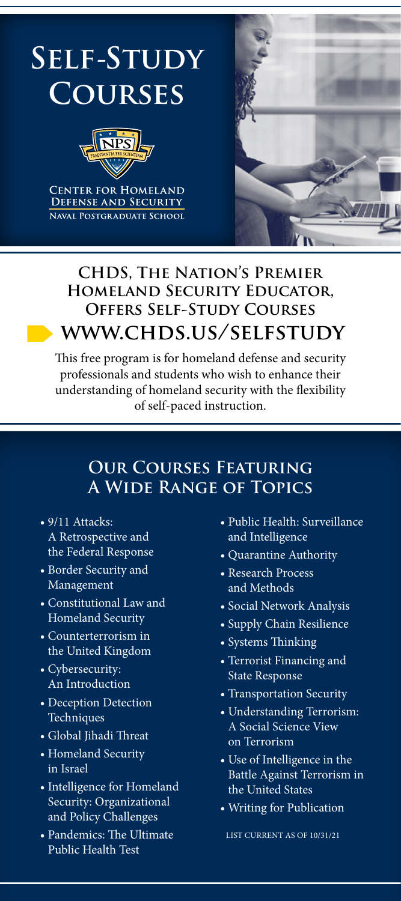# Self-Study Courses

Center for Homeland Defense and Security
Naval Postgraduate School

## CHDS, The Nation's Premier Homeland Security Educator, Offers Self-Study Courses

## WWW.CHDS.US/SELFSTUDY

This free program is for homeland defense and security professionals and students who wish to enhance their understanding of homeland security with the flexibility of self-paced instruction.

## Our Courses Featuring A Wide Range of Topics

- 9/11 Attacks: A Retrospective and the Federal Response
- Border Security and Management
- Constitutional Law and Homeland Security
- Counterterrorism in the United Kingdom
- Cybersecurity: An Introduction
- Deception Detection Techniques
- Global Jihadi Threat
- Homeland Security in Israel
- Intelligence for Homeland Security: Organizational and Policy Challenges
- Pandemics: The Ultimate Public Health Test
- Public Health: Surveillance and Intelligence
- Quarantine Authority
- Research Process and Methods
- Social Network Analysis
- Supply Chain Resilience
- Systems Thinking
- Terrorist Financing and State Response
- Transportation Security
- Understanding Terrorism: A Social Science View on Terrorism
- Use of Intelligence in the Battle Against Terrorism in the United States
- Writing for Publication

LIST CURRENT AS OF 10/31/21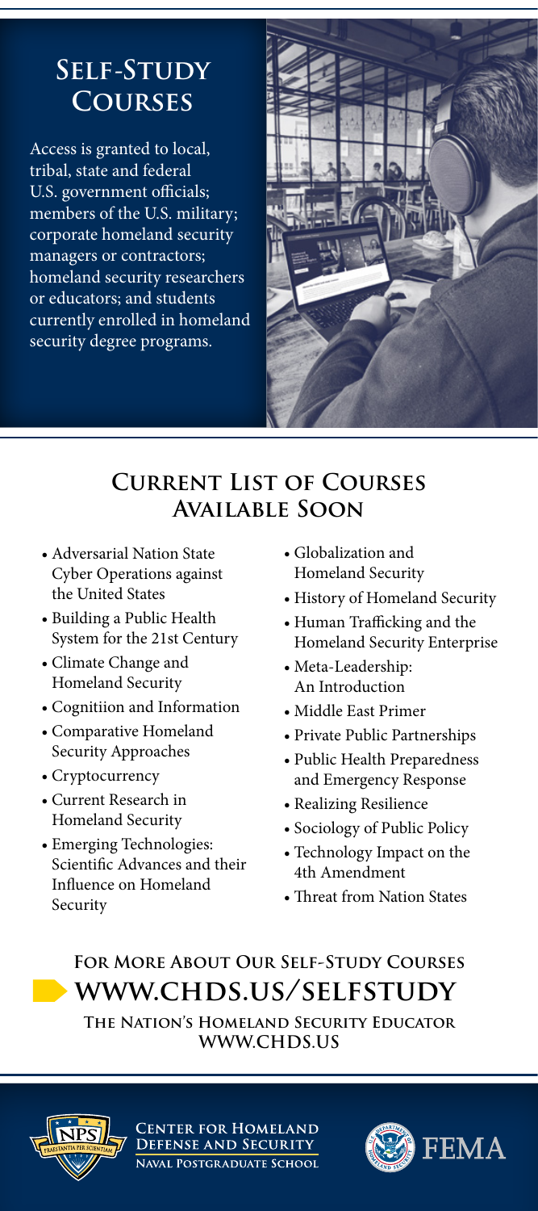# Self-Study Courses

Access is granted to local, tribal, state and federal U.S. government officials; members of the U.S. military; corporate homeland security managers or contractors; homeland security researchers or educators; and students currently enrolled in homeland security degree programs.

## Current List of Courses Available Soon

- Adversarial Nation State Cyber Operations against the United States
- Building a Public Health System for the 21st Century
- Climate Change and Homeland Security
- Cognitiion and Information
- Comparative Homeland Security Approaches
- Cryptocurrency
- Current Research in Homeland Security
- Emerging Technologies: Scientific Advances and their Influence on Homeland Security
- Globalization and Homeland Security
- History of Homeland Security
- Human Trafficking and the Homeland Security Enterprise
- Meta-Leadership: An Introduction
- Middle East Primer
- Private Public Partnerships
- Public Health Preparedness and Emergency Response
- Realizing Resilience
- Sociology of Public Policy
- Technology Impact on the 4th Amendment
- Threat from Nation States

### For More About Our Self-Study Courses

## www.chds.us/selfstudy

**The Nation's Homeland Security Educator**
**www.chds.us**

Center for Homeland Defense and Security
Naval Postgraduate School

FEMA